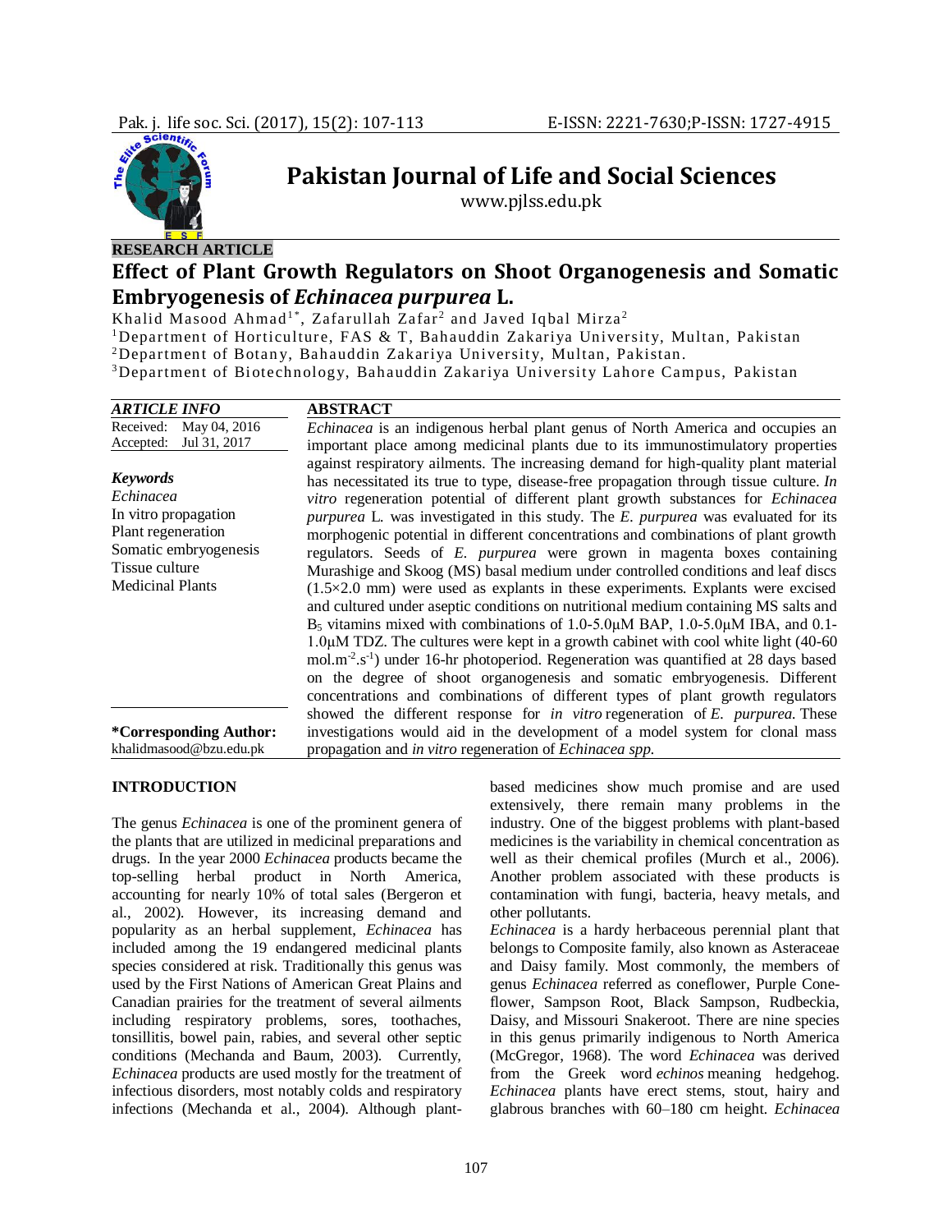RESEARCH ARTICLE

# Effect of Plant Growth Regulators on Shoot Organogenesis and Somatic Embryogenesis of *Echinacea purpurea* L.

Khalid Masood Ahmad[1*], Zafarullah Zafar[2] and Javed Iqbal Mirza[2]

[1]Department of Horticulture, FAS & T, Bahauddin Zakariya University, Multan, Pakistan
[2]Department of Botany, Bahauddin Zakariya University, Multan, Pakistan.
[3]Department of Biotechnology, Bahauddin Zakariya University Lahore Campus, Pakistan

**ARTICLE INFO**

Received: May 04, 2016
Accepted: Jul 31, 2017

**Keywords**
*Echinacea*
In vitro propagation
Plant regeneration
Somatic embryogenesis
Tissue culture
Medicinal Plants

**\*Corresponding Author:**
khalidmasood@bzu.edu.pk

**ABSTRACT**

*Echinacea* is an indigenous herbal plant genus of North America and occupies an important place among medicinal plants due to its immunostimulatory properties against respiratory ailments. The increasing demand for high-quality plant material has necessitated its true to type, disease-free propagation through tissue culture. *In vitro* regeneration potential of different plant growth substances for *Echinacea purpurea* L. was investigated in this study. The *E. purpurea* was evaluated for its morphogenic potential in different concentrations and combinations of plant growth regulators. Seeds of *E. purpurea* were grown in magenta boxes containing Murashige and Skoog (MS) basal medium under controlled conditions and leaf discs (1.5×2.0 mm) were used as explants in these experiments. Explants were excised and cultured under aseptic conditions on nutritional medium containing MS salts and $B_5$ vitamins mixed with combinations of 1.0-5.0μM BAP, 1.0-5.0μM IBA, and 0.1-1.0μM TDZ. The cultures were kept in a growth cabinet with cool white light (40-60 mol.$m^{-2}$.$s^{-1}$) under 16-hr photoperiod. Regeneration was quantified at 28 days based on the degree of shoot organogenesis and somatic embryogenesis. Different concentrations and combinations of different types of plant growth regulators showed the different response for *in vitro* regeneration of *E. purpurea.* These investigations would aid in the development of a model system for clonal mass propagation and *in vitro* regeneration of *Echinacea spp.*

## INTRODUCTION

The genus *Echinacea* is one of the prominent genera of the plants that are utilized in medicinal preparations and drugs. In the year 2000 *Echinacea* products became the top-selling herbal product in North America, accounting for nearly 10% of total sales (Bergeron et al., 2002). However, its increasing demand and popularity as an herbal supplement, *Echinacea* has included among the 19 endangered medicinal plants species considered at risk. Traditionally this genus was used by the First Nations of American Great Plains and Canadian prairies for the treatment of several ailments including respiratory problems, sores, toothaches, tonsillitis, bowel pain, rabies, and several other septic conditions (Mechanda and Baum, 2003). Currently, *Echinacea* products are used mostly for the treatment of infectious disorders, most notably colds and respiratory infections (Mechanda et al., 2004). Although plant-based medicines show much promise and are used extensively, there remain many problems in the industry. One of the biggest problems with plant-based medicines is the variability in chemical concentration as well as their chemical profiles (Murch et al., 2006). Another problem associated with these products is contamination with fungi, bacteria, heavy metals, and other pollutants.

*Echinacea* is a hardy herbaceous perennial plant that belongs to Composite family, also known as Asteraceae and Daisy family. Most commonly, the members of genus *Echinacea* referred as coneflower, Purple Cone-flower, Sampson Root, Black Sampson, Rudbeckia, Daisy, and Missouri Snakeroot. There are nine species in this genus primarily indigenous to North America (McGregor, 1968). The word *Echinacea* was derived from the Greek word *echinos* meaning hedgehog. *Echinacea* plants have erect stems, stout, hairy and glabrous branches with 60–180 cm height. *Echinacea*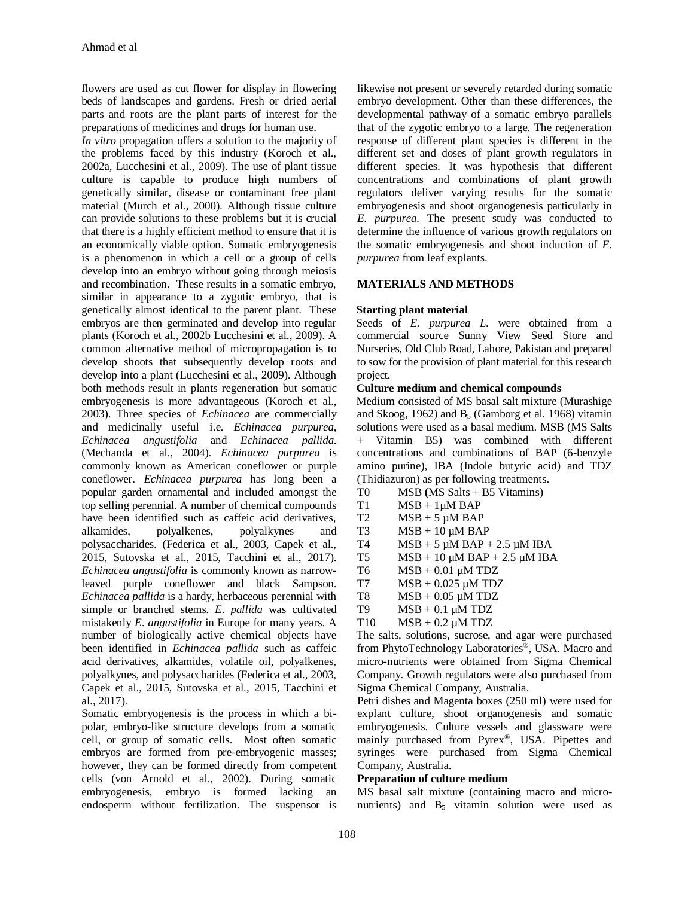flowers are used as cut flower for display in flowering beds of landscapes and gardens. Fresh or dried aerial parts and roots are the plant parts of interest for the preparations of medicines and drugs for human use.

*In vitro* propagation offers a solution to the majority of the problems faced by this industry (Koroch et al., 2002a, Lucchesini et al., 2009). The use of plant tissue culture is capable to produce high numbers of genetically similar, disease or contaminant free plant material (Murch et al., 2000). Although tissue culture can provide solutions to these problems but it is crucial that there is a highly efficient method to ensure that it is an economically viable option. Somatic embryogenesis is a phenomenon in which a cell or a group of cells develop into an embryo without going through meiosis and recombination. These results in a somatic embryo, similar in appearance to a zygotic embryo, that is genetically almost identical to the parent plant. These embryos are then germinated and develop into regular plants (Koroch et al., 2002b Lucchesini et al., 2009). A common alternative method of micropropagation is to develop shoots that subsequently develop roots and develop into a plant (Lucchesini et al., 2009). Although both methods result in plants regeneration but somatic embryogenesis is more advantageous (Koroch et al., 2003). Three species of *Echinacea* are commercially and medicinally useful i.e. *Echinacea purpurea*, *Echinacea angustifolia* and *Echinacea pallida*. (Mechanda et al., 2004). *Echinacea purpurea* is commonly known as American coneflower or purple coneflower. *Echinacea purpurea* has long been a popular garden ornamental and included amongst the top selling perennial. A number of chemical compounds have been identified such as caffeic acid derivatives, alkamides, polyalkenes, polyalkynes and polysaccharides. (Federica et al., 2003, Capek et al., 2015, Sutovska et al., 2015, Tacchini et al., 2017). *Echinacea angustifolia* is commonly known as narrow-leaved purple coneflower and black Sampson. *Echinacea pallida* is a hardy, herbaceous perennial with simple or branched stems. *E. pallida* was cultivated mistakenly *E. angustifolia* in Europe for many years. A number of biologically active chemical objects have been identified in *Echinacea pallida* such as caffeic acid derivatives, alkamides, volatile oil, polyalkenes, polyalkynes, and polysaccharides (Federica et al., 2003, Capek et al., 2015, Sutovska et al., 2015, Tacchini et al., 2017).

Somatic embryogenesis is the process in which a bi-polar, embryo-like structure develops from a somatic cell, or group of somatic cells. Most often somatic embryos are formed from pre-embryogenic masses; however, they can be formed directly from competent cells (von Arnold et al., 2002). During somatic embryogenesis, embryo is formed lacking an endosperm without fertilization. The suspensor is likewise not present or severely retarded during somatic embryo development. Other than these differences, the developmental pathway of a somatic embryo parallels that of the zygotic embryo to a large. The regeneration response of different plant species is different in the different set and doses of plant growth regulators in different species. It was hypothesis that different concentrations and combinations of plant growth regulators deliver varying results for the somatic embryogenesis and shoot organogenesis particularly in *E. purpurea*. The present study was conducted to determine the influence of various growth regulators on the somatic embryogenesis and shoot induction of *E. purpurea* from leaf explants.

## MATERIALS AND METHODS

### Starting plant material

Seeds of *E. purpurea L.* were obtained from a commercial source Sunny View Seed Store and Nurseries, Old Club Road, Lahore, Pakistan and prepared to sow for the provision of plant material for this research project.

### Culture medium and chemical compounds

Medium consisted of MS basal salt mixture (Murashige and Skoog, 1962) and $B_5$ (Gamborg et al. 1968) vitamin solutions were used as a basal medium. MSB (MS Salts + Vitamin B5) was combined with different concentrations and combinations of BAP (6-benzyle amino purine), IBA (Indole butyric acid) and TDZ (Thidiazuron) as per following treatments.

- T0 MSB **(**MS Salts + B5 Vitamins)
- T1 MSB + 1µM BAP
- T2 MSB + 5 µM BAP
- T3 MSB + 10 µM BAP
- T4 MSB + 5 µM BAP + 2.5 µM IBA
- T5 MSB + 10 µM BAP + 2.5 µM IBA
- T6 MSB + 0.01 µM TDZ
- T7 MSB + 0.025 µM TDZ
- T8 MSB + 0.05 µM TDZ
- T9 MSB + 0.1 µM TDZ
- T10 MSB + 0.2 µM TDZ

The salts, solutions, sucrose, and agar were purchased from PhytoTechnology Laboratories®, USA. Macro and micro-nutrients were obtained from Sigma Chemical Company. Growth regulators were also purchased from Sigma Chemical Company, Australia.

Petri dishes and Magenta boxes (250 ml) were used for explant culture, shoot organogenesis and somatic embryogenesis. Culture vessels and glassware were mainly purchased from Pyrex®, USA. Pipettes and syringes were purchased from Sigma Chemical Company, Australia.

### Preparation of culture medium

MS basal salt mixture (containing macro and micro-nutrients) and $B_5$ vitamin solution were used as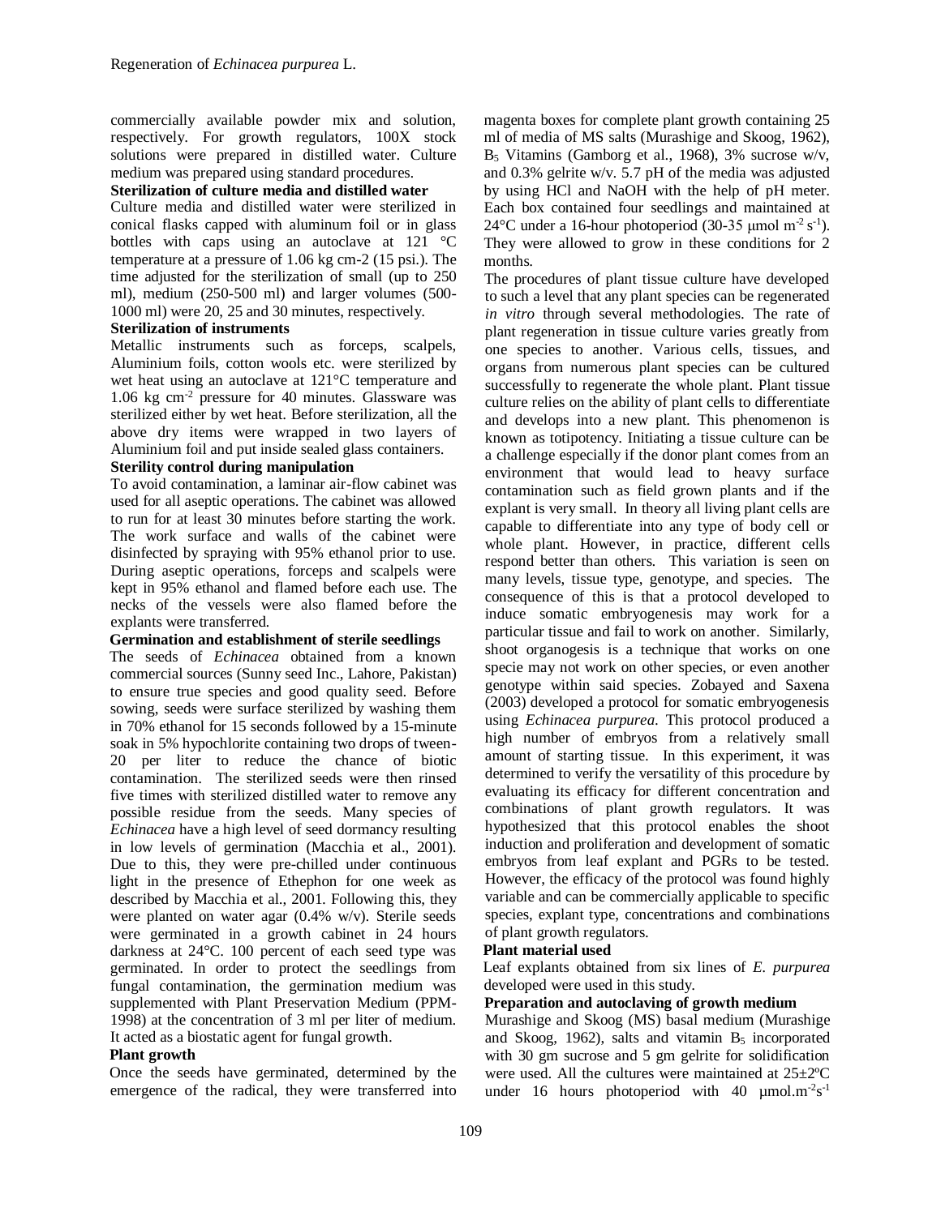commercially available powder mix and solution, respectively. For growth regulators, 100X stock solutions were prepared in distilled water. Culture medium was prepared using standard procedures.

**Sterilization of culture media and distilled water**

Culture media and distilled water were sterilized in conical flasks capped with aluminum foil or in glass bottles with caps using an autoclave at 121 °C temperature at a pressure of 1.06 kg cm-2 (15 psi.). The time adjusted for the sterilization of small (up to 250 ml), medium (250-500 ml) and larger volumes (500-1000 ml) were 20, 25 and 30 minutes, respectively.

**Sterilization of instruments**

Metallic instruments such as forceps, scalpels, Aluminium foils, cotton wools etc. were sterilized by wet heat using an autoclave at 121°C temperature and 1.06 kg $cm^{-2}$ pressure for 40 minutes. Glassware was sterilized either by wet heat. Before sterilization, all the above dry items were wrapped in two layers of Aluminium foil and put inside sealed glass containers.

**Sterility control during manipulation**

To avoid contamination, a laminar air-flow cabinet was used for all aseptic operations. The cabinet was allowed to run for at least 30 minutes before starting the work. The work surface and walls of the cabinet were disinfected by spraying with 95% ethanol prior to use. During aseptic operations, forceps and scalpels were kept in 95% ethanol and flamed before each use. The necks of the vessels were also flamed before the explants were transferred.

**Germination and establishment of sterile seedlings**

The seeds of *Echinacea* obtained from a known commercial sources (Sunny seed Inc., Lahore, Pakistan) to ensure true species and good quality seed. Before sowing, seeds were surface sterilized by washing them in 70% ethanol for 15 seconds followed by a 15-minute soak in 5% hypochlorite containing two drops of tween-20 per liter to reduce the chance of biotic contamination. The sterilized seeds were then rinsed five times with sterilized distilled water to remove any possible residue from the seeds. Many species of *Echinacea* have a high level of seed dormancy resulting in low levels of germination (Macchia et al., 2001). Due to this, they were pre-chilled under continuous light in the presence of Ethephon for one week as described by Macchia et al., 2001. Following this, they were planted on water agar (0.4% w/v). Sterile seeds were germinated in a growth cabinet in 24 hours darkness at 24°C. 100 percent of each seed type was germinated. In order to protect the seedlings from fungal contamination, the germination medium was supplemented with Plant Preservation Medium (PPM-1998) at the concentration of 3 ml per liter of medium. It acted as a biostatic agent for fungal growth.

**Plant growth**

Once the seeds have germinated, determined by the emergence of the radical, they were transferred into magenta boxes for complete plant growth containing 25 ml of media of MS salts (Murashige and Skoog, 1962), $B_5$ Vitamins (Gamborg et al., 1968), 3% sucrose w/v, and 0.3% gelrite w/v. 5.7 pH of the media was adjusted by using HCl and NaOH with the help of pH meter. Each box contained four seedlings and maintained at 24°C under a 16-hour photoperiod (30-35 µmol $m^{-2}$ $s^{-1}$). They were allowed to grow in these conditions for 2 months.

The procedures of plant tissue culture have developed to such a level that any plant species can be regenerated *in vitro* through several methodologies. The rate of plant regeneration in tissue culture varies greatly from one species to another. Various cells, tissues, and organs from numerous plant species can be cultured successfully to regenerate the whole plant. Plant tissue culture relies on the ability of plant cells to differentiate and develops into a new plant. This phenomenon is known as totipotency. Initiating a tissue culture can be a challenge especially if the donor plant comes from an environment that would lead to heavy surface contamination such as field grown plants and if the explant is very small. In theory all living plant cells are capable to differentiate into any type of body cell or whole plant. However, in practice, different cells respond better than others. This variation is seen on many levels, tissue type, genotype, and species. The consequence of this is that a protocol developed to induce somatic embryogenesis may work for a particular tissue and fail to work on another. Similarly, shoot organogesis is a technique that works on one specie may not work on other species, or even another genotype within said species. Zobayed and Saxena (2003) developed a protocol for somatic embryogenesis using *Echinacea purpurea*. This protocol produced a high number of embryos from a relatively small amount of starting tissue. In this experiment, it was determined to verify the versatility of this procedure by evaluating its efficacy for different concentration and combinations of plant growth regulators. It was hypothesized that this protocol enables the shoot induction and proliferation and development of somatic embryos from leaf explant and PGRs to be tested. However, the efficacy of the protocol was found highly variable and can be commercially applicable to specific species, explant type, concentrations and combinations of plant growth regulators.

**Plant material used**

Leaf explants obtained from six lines of *E. purpurea* developed were used in this study.

**Preparation and autoclaving of growth medium**

Murashige and Skoog (MS) basal medium (Murashige and Skoog, 1962), salts and vitamin $B_5$ incorporated with 30 gm sucrose and 5 gm gelrite for solidification were used. All the cultures were maintained at 25±2ºC under 16 hours photoperiod with 40 µmol.$m^{-2}s^{-1}$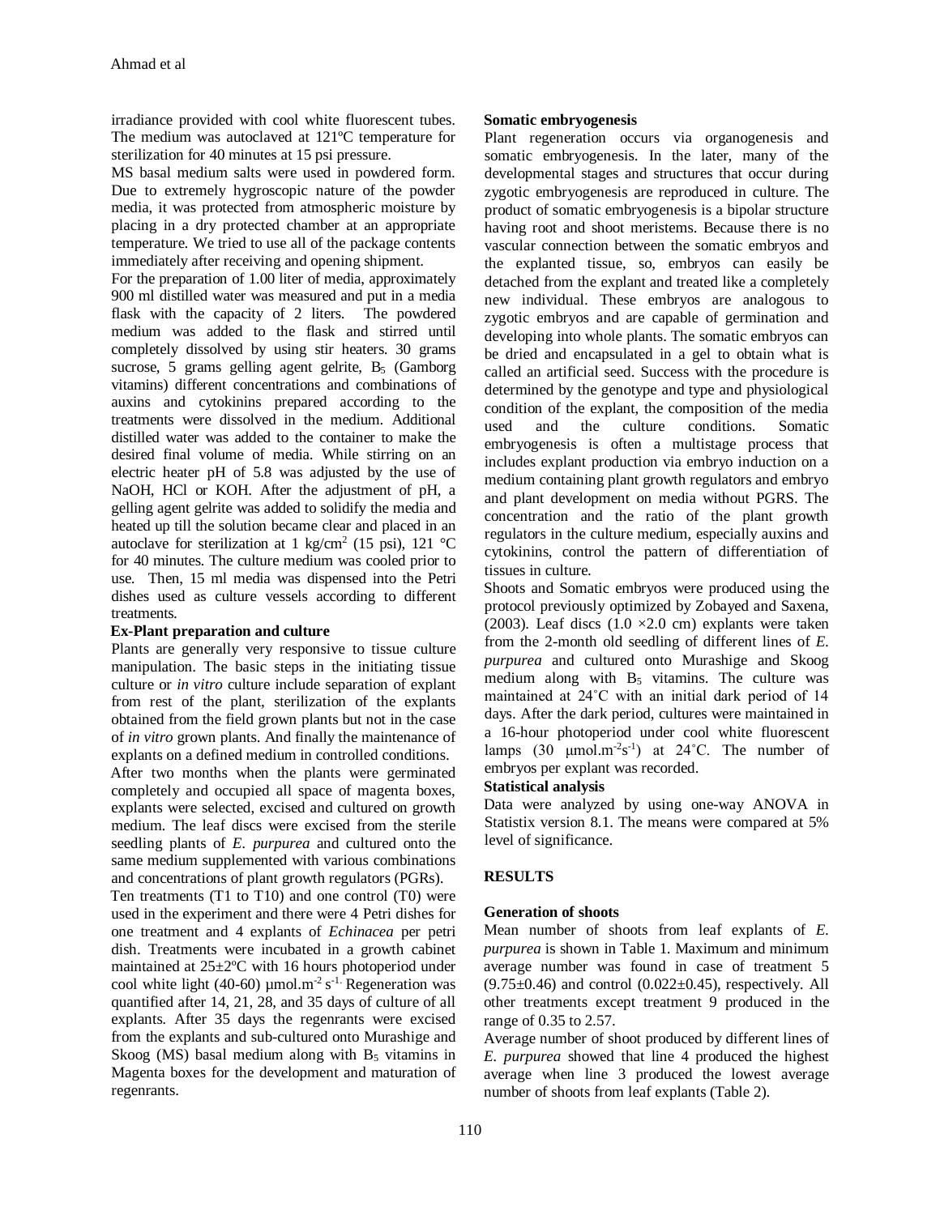irradiance provided with cool white fluorescent tubes. The medium was autoclaved at 121ºC temperature for sterilization for 40 minutes at 15 psi pressure.

MS basal medium salts were used in powdered form. Due to extremely hygroscopic nature of the powder media, it was protected from atmospheric moisture by placing in a dry protected chamber at an appropriate temperature. We tried to use all of the package contents immediately after receiving and opening shipment.

For the preparation of 1.00 liter of media, approximately 900 ml distilled water was measured and put in a media flask with the capacity of 2 liters. The powdered medium was added to the flask and stirred until completely dissolved by using stir heaters. 30 grams sucrose, 5 grams gelling agent gelrite, $B_5$ (Gamborg vitamins) different concentrations and combinations of auxins and cytokinins prepared according to the treatments were dissolved in the medium. Additional distilled water was added to the container to make the desired final volume of media. While stirring on an electric heater pH of 5.8 was adjusted by the use of NaOH, HCl or KOH. After the adjustment of pH, a gelling agent gelrite was added to solidify the media and heated up till the solution became clear and placed in an autoclave for sterilization at 1 kg/cm$^2$ (15 psi), 121 °C for 40 minutes. The culture medium was cooled prior to use. Then, 15 ml media was dispensed into the Petri dishes used as culture vessels according to different treatments.

**Ex-Plant preparation and culture**

Plants are generally very responsive to tissue culture manipulation. The basic steps in the initiating tissue culture or *in vitro* culture include separation of explant from rest of the plant, sterilization of the explants obtained from the field grown plants but not in the case of *in vitro* grown plants. And finally the maintenance of explants on a defined medium in controlled conditions.

After two months when the plants were germinated completely and occupied all space of magenta boxes, explants were selected, excised and cultured on growth medium. The leaf discs were excised from the sterile seedling plants of *E. purpurea* and cultured onto the same medium supplemented with various combinations and concentrations of plant growth regulators (PGRs).

Ten treatments (T1 to T10) and one control (T0) were used in the experiment and there were 4 Petri dishes for one treatment and 4 explants of *Echinacea* per petri dish. Treatments were incubated in a growth cabinet maintained at 25±2ºC with 16 hours photoperiod under cool white light (40-60) µmol.m$^{-2}$ s$^{-1}$. Regeneration was quantified after 14, 21, 28, and 35 days of culture of all explants. After 35 days the regenrants were excised from the explants and sub-cultured onto Murashige and Skoog (MS) basal medium along with $B_5$ vitamins in Magenta boxes for the development and maturation of regenrants.

**Somatic embryogenesis**

Plant regeneration occurs via organogenesis and somatic embryogenesis. In the later, many of the developmental stages and structures that occur during zygotic embryogenesis are reproduced in culture. The product of somatic embryogenesis is a bipolar structure having root and shoot meristems. Because there is no vascular connection between the somatic embryos and the explanted tissue, so, embryos can easily be detached from the explant and treated like a completely new individual. These embryos are analogous to zygotic embryos and are capable of germination and developing into whole plants. The somatic embryos can be dried and encapsulated in a gel to obtain what is called an artificial seed. Success with the procedure is determined by the genotype and type and physiological condition of the explant, the composition of the media used and the culture conditions. Somatic embryogenesis is often a multistage process that includes explant production via embryo induction on a medium containing plant growth regulators and embryo and plant development on media without PGRS. The concentration and the ratio of the plant growth regulators in the culture medium, especially auxins and cytokinins, control the pattern of differentiation of tissues in culture.

Shoots and Somatic embryos were produced using the protocol previously optimized by Zobayed and Saxena, (2003). Leaf discs (1.0 ×2.0 cm) explants were taken from the 2-month old seedling of different lines of *E. purpurea* and cultured onto Murashige and Skoog medium along with $B_5$ vitamins. The culture was maintained at 24˚C with an initial dark period of 14 days. After the dark period, cultures were maintained in a 16-hour photoperiod under cool white fluorescent lamps (30 µmol.m$^{-2}$s$^{-1}$) at 24˚C. The number of embryos per explant was recorded.

**Statistical analysis**

Data were analyzed by using one-way ANOVA in Statistix version 8.1. The means were compared at 5% level of significance.

## RESULTS

**Generation of shoots**

Mean number of shoots from leaf explants of *E. purpurea* is shown in Table 1. Maximum and minimum average number was found in case of treatment 5 (9.75±0.46) and control (0.022±0.45), respectively. All other treatments except treatment 9 produced in the range of 0.35 to 2.57.

Average number of shoot produced by different lines of *E. purpurea* showed that line 4 produced the highest average when line 3 produced the lowest average number of shoots from leaf explants (Table 2).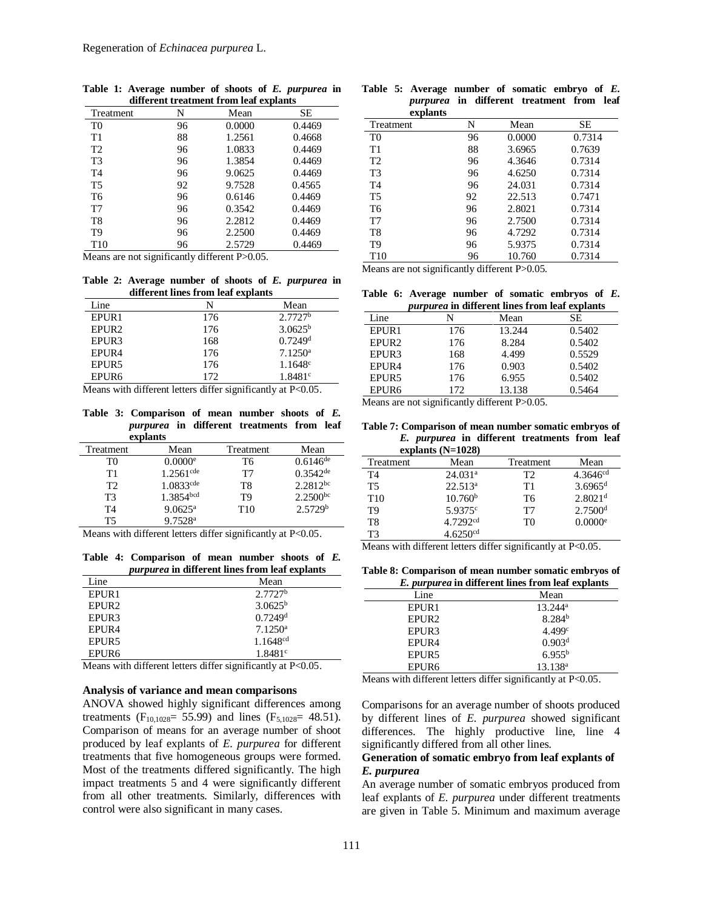**Table 1: Average number of shoots of *E. purpurea* in different treatment from leaf explants**

| Treatment | N | Mean | SE |
|---|---|---|---|
| T0 | 96 | 0.0000 | 0.4469 |
| T1 | 88 | 1.2561 | 0.4668 |
| T2 | 96 | 1.0833 | 0.4469 |
| T3 | 96 | 1.3854 | 0.4469 |
| T4 | 96 | 9.0625 | 0.4469 |
| T5 | 92 | 9.7528 | 0.4565 |
| T6 | 96 | 0.6146 | 0.4469 |
| T7 | 96 | 0.3542 | 0.4469 |
| T8 | 96 | 2.2812 | 0.4469 |
| T9 | 96 | 2.2500 | 0.4469 |
| T10 | 96 | 2.5729 | 0.4469 |

Means are not significantly different P>0.05.

**Table 2: Average number of shoots of *E. purpurea* in different lines from leaf explants**

| Line | N | Mean |
|---|---|---|
| EPUR1 | 176 | 2.7727[b] |
| EPUR2 | 176 | 3.0625[b] |
| EPUR3 | 168 | 0.7249[d] |
| EPUR4 | 176 | 7.1250[a] |
| EPUR5 | 176 | 1.1648[c] |
| EPUR6 | 172 | 1.8481[c] |

Means with different letters differ significantly at P<0.05.

**Table 3: Comparison of mean number shoots of *E. purpurea* in different treatments from leaf explants**

| Treatment | Mean | Treatment | Mean |
|---|---|---|---|
| T0 | 0.0000[e] | T6 | 0.6146[de] |
| T1 | 1.2561[cde] | T7 | 0.3542[de] |
| T2 | 1.0833[cde] | T8 | 2.2812[bc] |
| T3 | 1.3854[bcd] | T9 | 2.2500[bc] |
| T4 | 9.0625[a] | T10 | 2.5729[b] |
| T5 | 9.7528[a] | | |

Means with different letters differ significantly at P<0.05.

**Table 4: Comparison of mean number shoots of *E. purpurea* in different lines from leaf explants**

| Line | Mean |
|---|---|
| EPUR1 | 2.7727[b] |
| EPUR2 | 3.0625[b] |
| EPUR3 | 0.7249[d] |
| EPUR4 | 7.1250[a] |
| EPUR5 | 1.1648[cd] |
| EPUR6 | 1.8481[c] |

Means with different letters differ significantly at P<0.05.

### Analysis of variance and mean comparisons

ANOVA showed highly significant differences among treatments ($F_{10,1028}$= 55.99) and lines ($F_{5,1028}$= 48.51). Comparison of means for an average number of shoot produced by leaf explants of *E. purpurea* for different treatments that five homogeneous groups were formed. Most of the treatments differed significantly. The high impact treatments 5 and 4 were significantly different from all other treatments. Similarly, differences with control were also significant in many cases.

**Table 5: Average number of somatic embryo of *E. purpurea* in different treatment from leaf explants**

| Treatment | N | Mean | SE |
|---|---|---|---|
| T0 | 96 | 0.0000 | 0.7314 |
| T1 | 88 | 3.6965 | 0.7639 |
| T2 | 96 | 4.3646 | 0.7314 |
| T3 | 96 | 4.6250 | 0.7314 |
| T4 | 96 | 24.031 | 0.7314 |
| T5 | 92 | 22.513 | 0.7471 |
| T6 | 96 | 2.8021 | 0.7314 |
| T7 | 96 | 2.7500 | 0.7314 |
| T8 | 96 | 4.7292 | 0.7314 |
| T9 | 96 | 5.9375 | 0.7314 |
| T10 | 96 | 10.760 | 0.7314 |

Means are not significantly different P>0.05.

**Table 6: Average number of somatic embryos of *E. purpurea* in different lines from leaf explants**

| Line | N | Mean | SE |
|---|---|---|---|
| EPUR1 | 176 | 13.244 | 0.5402 |
| EPUR2 | 176 | 8.284 | 0.5402 |
| EPUR3 | 168 | 4.499 | 0.5529 |
| EPUR4 | 176 | 0.903 | 0.5402 |
| EPUR5 | 176 | 6.955 | 0.5402 |
| EPUR6 | 172 | 13.138 | 0.5464 |

Means are not significantly different P>0.05.

**Table 7: Comparison of mean number somatic embryos of *E. purpurea* in different treatments from leaf explants (N=1028)**

| Treatment | Mean | Treatment | Mean |
|---|---|---|---|
| T4 | 24.031[a] | T2 | 4.3646[cd] |
| T5 | 22.513[a] | T1 | 3.6965[d] |
| T10 | 10.760[b] | T6 | 2.8021[d] |
| T9 | 5.9375[c] | T7 | 2.7500[d] |
| T8 | 4.7292[cd] | T0 | 0.0000[e] |
| T3 | 4.6250[cd] | | |

Means with different letters differ significantly at P<0.05.

**Table 8: Comparison of mean number somatic embryos of *E. purpurea* in different lines from leaf explants**

| Line | Mean |
|---|---|
| EPUR1 | 13.244[a] |
| EPUR2 | 8.284[b] |
| EPUR3 | 4.499[c] |
| EPUR4 | 0.903[d] |
| EPUR5 | 6.955[b] |
| EPUR6 | 13.138[a] |

Means with different letters differ significantly at P<0.05.

Comparisons for an average number of shoots produced by different lines of *E. purpurea* showed significant differences. The highly productive line, line 4 significantly differed from all other lines.

### Generation of somatic embryo from leaf explants of *E. purpurea*

An average number of somatic embryos produced from leaf explants of *E. purpurea* under different treatments are given in Table 5. Minimum and maximum average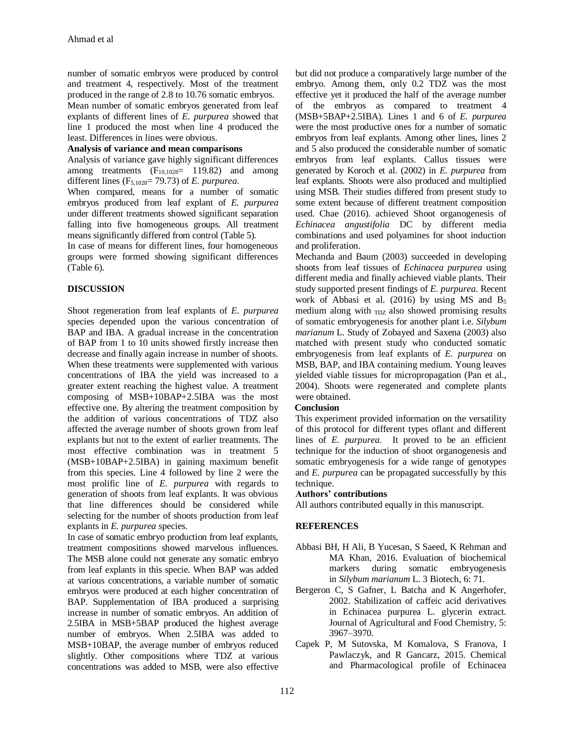number of somatic embryos were produced by control and treatment 4, respectively. Most of the treatment produced in the range of 2.8 to 10.76 somatic embryos.

Mean number of somatic embryos generated from leaf explants of different lines of *E. purpurea* showed that line 1 produced the most when line 4 produced the least. Differences in lines were obvious.

**Analysis of variance and mean comparisons**

Analysis of variance gave highly significant differences among treatments ($F_{10,1028}$= 119.82) and among different lines ($F_{5,1028}$= 79.73) of *E. purpurea*.

When compared, means for a number of somatic embryos produced from leaf explant of *E. purpurea* under different treatments showed significant separation falling into five homogeneous groups. All treatment means significantly differed from control (Table 5).

In case of means for different lines, four homogeneous groups were formed showing significant differences (Table 6).

## DISCUSSION

Shoot regeneration from leaf explants of *E. purpurea* species depended upon the various concentration of BAP and IBA. A gradual increase in the concentration of BAP from 1 to 10 units showed firstly increase then decrease and finally again increase in number of shoots. When these treatments were supplemented with various concentrations of IBA the yield was increased to a greater extent reaching the highest value. A treatment composing of MSB+10BAP+2.5IBA was the most effective one. By altering the treatment composition by the addition of various concentrations of TDZ also affected the average number of shoots grown from leaf explants but not to the extent of earlier treatments. The most effective combination was in treatment 5 (MSB+10BAP+2.5IBA) in gaining maximum benefit from this species. Line 4 followed by line 2 were the most prolific line of *E. purpurea* with regards to generation of shoots from leaf explants. It was obvious that line differences should be considered while selecting for the number of shoots production from leaf explants in *E. purpurea* species.

In case of somatic embryo production from leaf explants, treatment compositions showed marvelous influences. The MSB alone could not generate any somatic embryo from leaf explants in this specie. When BAP was added at various concentrations, a variable number of somatic embryos were produced at each higher concentration of BAP. Supplementation of IBA produced a surprising increase in number of somatic embryos. An addition of 2.5IBA in MSB+5BAP produced the highest average number of embryos. When 2.5IBA was added to MSB+10BAP, the average number of embryos reduced slightly. Other compositions where TDZ at various concentrations was added to MSB, were also effective but did not produce a comparatively large number of the embryo. Among them, only 0.2 TDZ was the most effective yet it produced the half of the average number of the embryos as compared to treatment 4 (MSB+5BAP+2.5IBA). Lines 1 and 6 of *E. purpurea* were the most productive ones for a number of somatic embryos from leaf explants. Among other lines, lines 2 and 5 also produced the considerable number of somatic embryos from leaf explants. Callus tissues were generated by Koroch et al. (2002) in *E. purpurea* from leaf explants. Shoots were also produced and multiplied using MSB. Their studies differed from present study to some extent because of different treatment composition used. Chae (2016). achieved Shoot organogenesis of *Echinacea angustifolia* DC by different media combinations and used polyamines for shoot induction and proliferation.

Mechanda and Baum (2003) succeeded in developing shoots from leaf tissues of *Echinacea purpurea* using different media and finally achieved viable plants. Their study supported present findings of *E. purpurea*. Recent work of Abbasi et al. (2016) by using MS and $B_5$ medium along with $_{TDZ}$ also showed promising results of somatic embryogenesis for another plant i.e. *Silybum marianum* L. Study of Zobayed and Saxena (2003) also matched with present study who conducted somatic embryogenesis from leaf explants of *E. purpurea* on MSB, BAP, and IBA containing medium. Young leaves yielded viable tissues for micropropagation (Pan et al., 2004). Shoots were regenerated and complete plants were obtained.

**Conclusion**

This experiment provided information on the versatility of this protocol for different types oflant and different lines of *E. purpurea*. It proved to be an efficient technique for the induction of shoot organogenesis and somatic embryogenesis for a wide range of genotypes and *E. purpurea* can be propagated successfully by this technique.

**Authors' contributions**

All authors contributed equally in this manuscript.

## REFERENCES

Abbasi BH, H Ali, B Yucesan, S Saeed, K Rehman and MA Khan, 2016. Evaluation of biochemical markers during somatic embryogenesis in *Silybum marianum* L. 3 Biotech, 6: 71.

Bergeron C, S Gafner, L Batcha and K Angerhofer, 2002. Stabilization of caffeic acid derivatives in Echinacea purpurea L. glycerin extract. Journal of Agricultural and Food Chemistry, 5: 3967–3970.

Capek P, M Sutovska, M Komalova, S Franova, I Pawlaczyk, and R Gancarz, 2015. Chemical and Pharmacological profile of Echinacea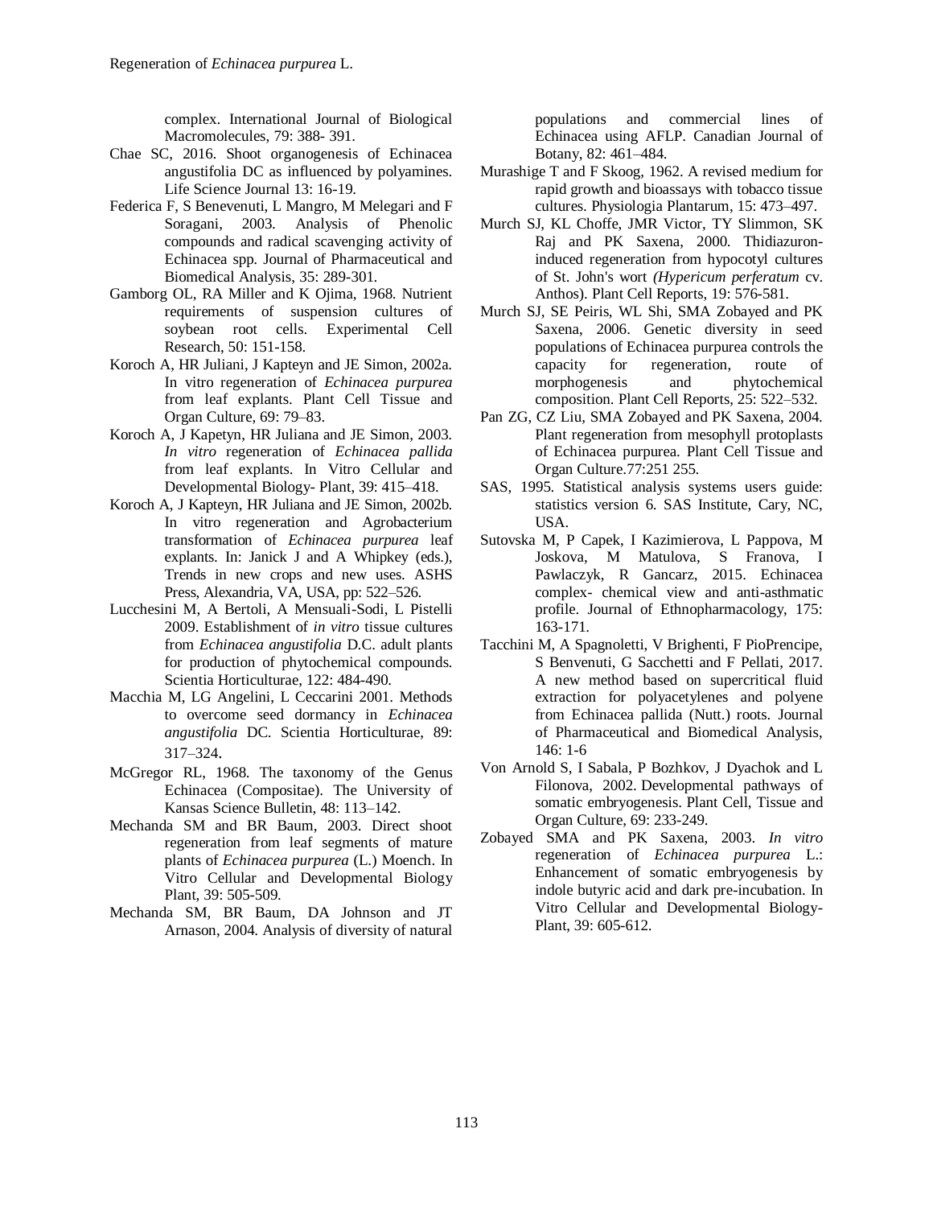complex. International Journal of Biological Macromolecules, 79: 388- 391.

Chae SC, 2016. Shoot organogenesis of Echinacea angustifolia DC as influenced by polyamines. Life Science Journal 13: 16-19.

Federica F, S Benevenuti, L Mangro, M Melegari and F Soragani, 2003. Analysis of Phenolic compounds and radical scavenging activity of Echinacea spp. Journal of Pharmaceutical and Biomedical Analysis, 35: 289-301.

Gamborg OL, RA Miller and K Ojima, 1968. Nutrient requirements of suspension cultures of soybean root cells. Experimental Cell Research, 50: 151-158.

Koroch A, HR Juliani, J Kapteyn and JE Simon, 2002a. In vitro regeneration of *Echinacea purpurea* from leaf explants. Plant Cell Tissue and Organ Culture, 69: 79–83.

Koroch A, J Kapetyn, HR Juliana and JE Simon, 2003. *In vitro* regeneration of *Echinacea pallida* from leaf explants. In Vitro Cellular and Developmental Biology- Plant, 39: 415–418.

Koroch A, J Kapteyn, HR Juliana and JE Simon, 2002b. In vitro regeneration and Agrobacterium transformation of *Echinacea purpurea* leaf explants. In: Janick J and A Whipkey (eds.), Trends in new crops and new uses. ASHS Press, Alexandria, VA, USA, pp: 522–526.

Lucchesini M, A Bertoli, A Mensuali-Sodi, L Pistelli 2009. Establishment of *in vitro* tissue cultures from *Echinacea angustifolia* D.C. adult plants for production of phytochemical compounds. Scientia Horticulturae, 122: 484-490.

Macchia M, LG Angelini, L Ceccarini 2001. Methods to overcome seed dormancy in *Echinacea angustifolia* DC. Scientia Horticulturae, 89: 317–324.

McGregor RL, 1968. The taxonomy of the Genus Echinacea (Compositae). The University of Kansas Science Bulletin, 48: 113–142.

Mechanda SM and BR Baum, 2003. Direct shoot regeneration from leaf segments of mature plants of *Echinacea purpurea* (L.) Moench. In Vitro Cellular and Developmental Biology Plant, 39: 505-509.

Mechanda SM, BR Baum, DA Johnson and JT Arnason, 2004. Analysis of diversity of natural populations and commercial lines of Echinacea using AFLP. Canadian Journal of Botany, 82: 461–484.

Murashige T and F Skoog, 1962. A revised medium for rapid growth and bioassays with tobacco tissue cultures. Physiologia Plantarum, 15: 473–497.

Murch SJ, KL Choffe, JMR Victor, TY Slimmon, SK Raj and PK Saxena, 2000. Thidiazuron-induced regeneration from hypocotyl cultures of St. John's wort *(Hypericum perferatum* cv. Anthos). Plant Cell Reports, 19: 576-581.

Murch SJ, SE Peiris, WL Shi, SMA Zobayed and PK Saxena, 2006. Genetic diversity in seed populations of Echinacea purpurea controls the capacity for regeneration, route of morphogenesis and phytochemical composition. Plant Cell Reports, 25: 522–532.

Pan ZG, CZ Liu, SMA Zobayed and PK Saxena, 2004. Plant regeneration from mesophyll protoplasts of Echinacea purpurea. Plant Cell Tissue and Organ Culture.77:251 255.

SAS, 1995. Statistical analysis systems users guide: statistics version 6. SAS Institute, Cary, NC, USA.

Sutovska M, P Capek, I Kazimierova, L Pappova, M Joskova, M Matulova, S Franova, I Pawlaczyk, R Gancarz, 2015. Echinacea complex- chemical view and anti-asthmatic profile. Journal of Ethnopharmacology, 175: 163-171.

Tacchini M, A Spagnoletti, V Brighenti, F PioPrencipe, S Benvenuti, G Sacchetti and F Pellati, 2017. A new method based on supercritical fluid extraction for polyacetylenes and polyene from Echinacea pallida (Nutt.) roots. Journal of Pharmaceutical and Biomedical Analysis, 146: 1-6

Von Arnold S, I Sabala, P Bozhkov, J Dyachok and L Filonova, 2002. Developmental pathways of somatic embryogenesis. Plant Cell, Tissue and Organ Culture, 69: 233-249.

Zobayed SMA and PK Saxena, 2003. *In vitro* regeneration of *Echinacea purpurea* L.: Enhancement of somatic embryogenesis by indole butyric acid and dark pre-incubation. In Vitro Cellular and Developmental Biology-Plant, 39: 605-612.